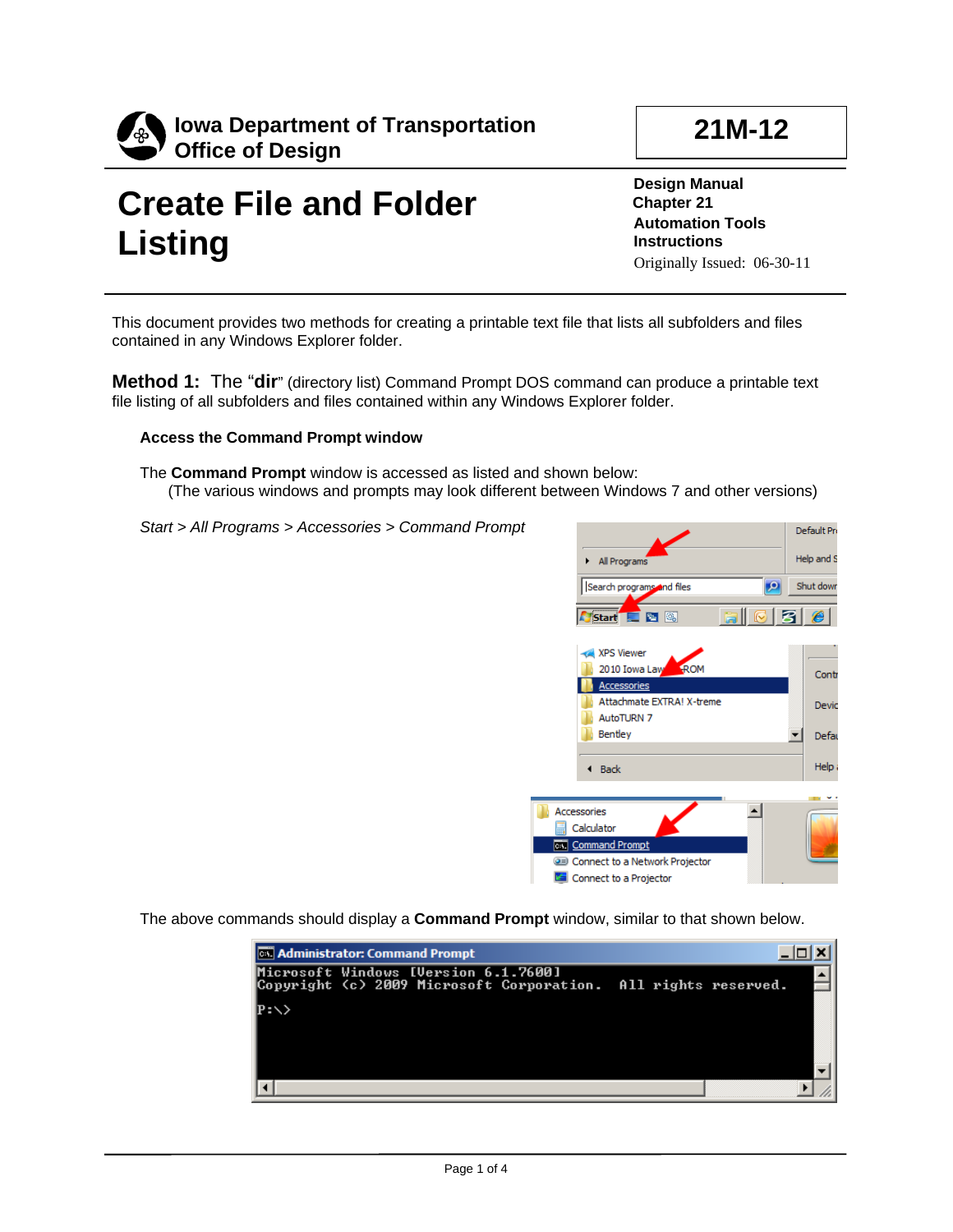**Iowa Department of Transportation**
**Office of Design**

**21M-12**

# Create File and Folder Listing

**Design Manual**
**Chapter 21**
**Automation Tools**
**Instructions**
Originally Issued: 06-30-11

This document provides two methods for creating a printable text file that lists all subfolders and files contained in any Windows Explorer folder.

**Method 1:** The "**dir**" (directory list) Command Prompt DOS command can produce a printable text file listing of all subfolders and files contained within any Windows Explorer folder.

### Access the Command Prompt window

The **Command Prompt** window is accessed as listed and shown below:
(The various windows and prompts may look different between Windows 7 and other versions)

*Start > All Programs > Accessories > Command Prompt*

The above commands should display a **Command Prompt** window, similar to that shown below.

```
Administrator: Command Prompt
Microsoft Windows [Version 6.1.7600]
Copyright (c) 2009 Microsoft Corporation.  All rights reserved.

P:\>
```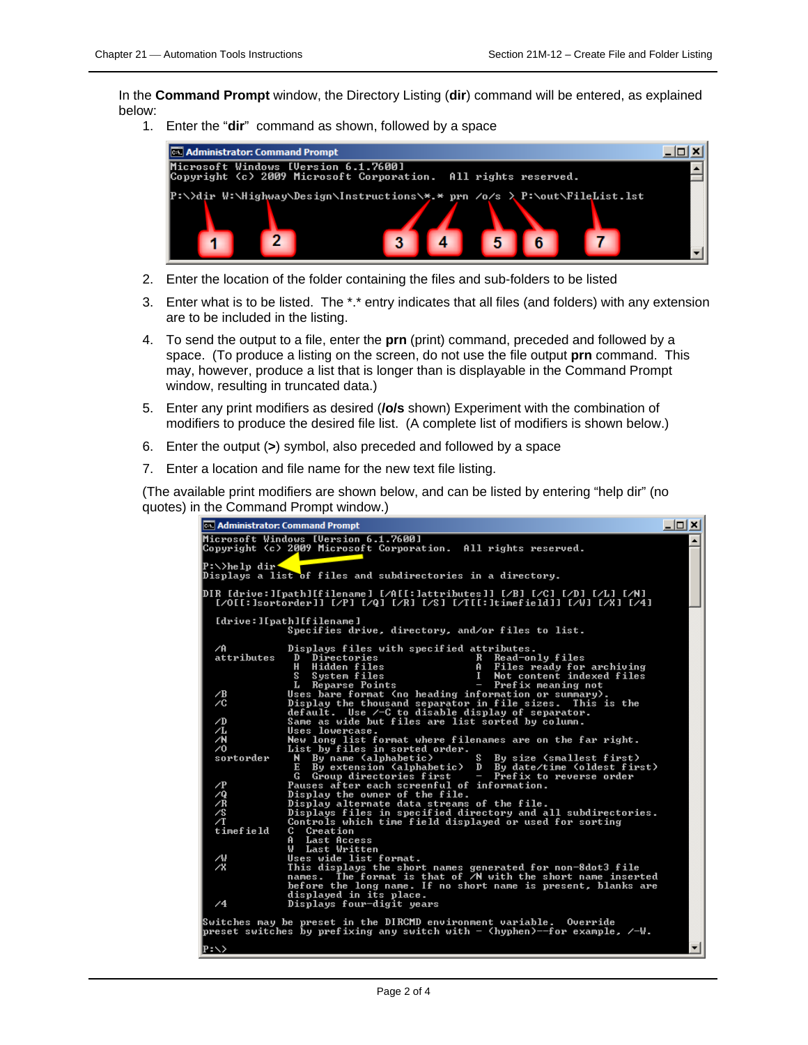In the **Command Prompt** window, the Directory Listing (**dir**) command will be entered, as explained below:

1. Enter the "**dir**" command as shown, followed by a space

```
Administrator: Command Prompt
Microsoft Windows [Version 6.1.7600]
Copyright (c) 2009 Microsoft Corporation.  All rights reserved.

P:\>dir W:\Highway\Design\Instructions\*.* prn /o/s > P:\out\FileList.lst
```

2. Enter the location of the folder containing the files and sub-folders to be listed
3. Enter what is to be listed. The *.* entry indicates that all files (and folders) with any extension are to be included in the listing.
4. To send the output to a file, enter the **prn** (print) command, preceded and followed by a space. (To produce a listing on the screen, do not use the file output **prn** command. This may, however, produce a list that is longer than is displayable in the Command Prompt window, resulting in truncated data.)
5. Enter any print modifiers as desired (**/o/s** shown) Experiment with the combination of modifiers to produce the desired file list. (A complete list of modifiers is shown below.)
6. Enter the output (**>**) symbol, also preceded and followed by a space
7. Enter a location and file name for the new text file listing.

(The available print modifiers are shown below, and can be listed by entering "help dir" (no quotes) in the Command Prompt window.)

```
Administrator: Command Prompt
Microsoft Windows [Version 6.1.7600]
Copyright (c) 2009 Microsoft Corporation.  All rights reserved.

P:\>help dir
Displays a list of files and subdirectories in a directory.

DIR [drive:][path][filename] [/A[[:]attributes]] [/B] [/C] [/D] [/L] [/N]
  [/O[[:]sortorder]] [/P] [/Q] [/R] [/S] [/T[[:]timefield]] [/W] [/X] [/4]

  [drive:][path][filename]
              Specifies drive, directory, and/or files to list.

  /A          Displays files with specified attributes.
  attributes   D  Directories                R  Read-only files
               H  Hidden files               A  Files ready for archiving
               S  System files               I  Not content indexed files
               L  Reparse Points             -  Prefix meaning not
  /B          Uses bare format (no heading information or summary).
  /C          Display the thousand separator in file sizes.  This is the
              default.  Use /-C to disable display of separator.
  /D          Same as wide but files are list sorted by column.
  /L          Uses lowercase.
  /N          New long list format where filenames are on the far right.
  /O          List by files in sorted order.
  sortorder    N  By name (alphabetic)       S  By size (smallest first)
               E  By extension (alphabetic)  D  By date/time (oldest first)
               G  Group directories first    -  Prefix to reverse order
  /P          Pauses after each screenful of information.
  /Q          Display the owner of the file.
  /R          Display alternate data streams of the file.
  /S          Displays files in specified directory and all subdirectories.
  /T          Controls which time field displayed or used for sorting
  timefield   C  Creation
              A  Last Access
              W  Last Written
  /W          Uses wide list format.
  /X          This displays the short names generated for non-8dot3 file
              names.  The format is that of /N with the short name inserted
              before the long name. If no short name is present, blanks are
              displayed in its place.
  /4          Displays four-digit years

Switches may be preset in the DIRCMD environment variable.  Override
preset switches by prefixing any switch with - (hyphen)--for example, /-W.

P:\>
```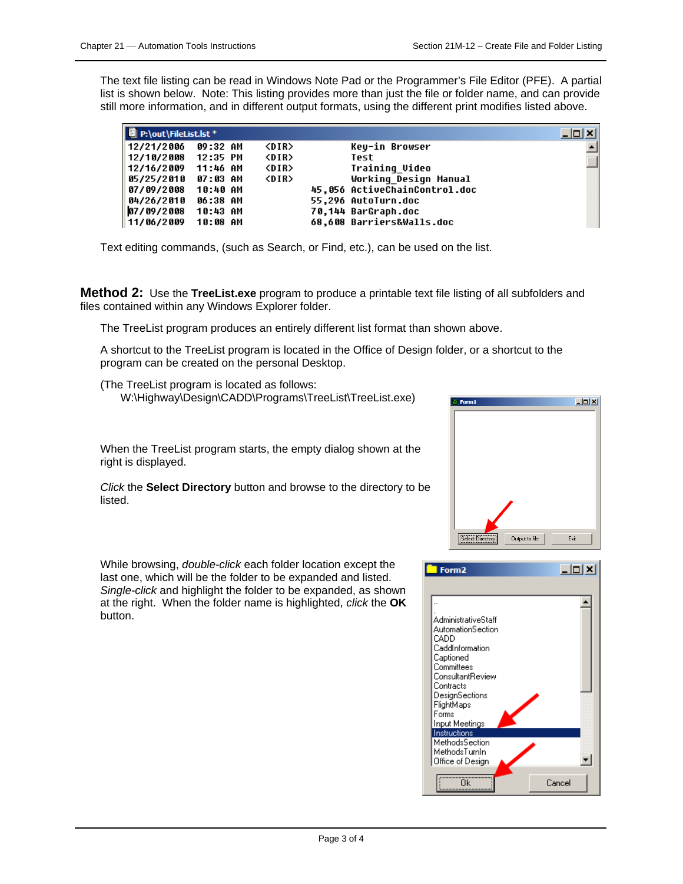The text file listing can be read in Windows Note Pad or the Programmer's File Editor (PFE). A partial list is shown below. Note: This listing provides more than just the file or folder name, and can provide still more information, and in different output formats, using the different print modifies listed above.

```
P:\out\FileList.lst *
12/21/2006  09:32 AM    <DIR>          Key-in Browser
12/10/2008  12:35 PM    <DIR>          Test
12/16/2009  11:46 AM    <DIR>          Training_Video
05/25/2010  07:03 AM    <DIR>          Working_Design Manual
07/09/2008  10:40 AM            45,056 ActiveChainControl.doc
04/26/2010  06:38 AM            55,296 AutoTurn.doc
07/09/2008  10:43 AM            70,144 BarGraph.doc
11/06/2009  10:08 AM            68,608 Barriers&Walls.doc
```

Text editing commands, (such as Search, or Find, etc.), can be used on the list.

**Method 2:** Use the **TreeList.exe** program to produce a printable text file listing of all subfolders and files contained within any Windows Explorer folder.

The TreeList program produces an entirely different list format than shown above.

A shortcut to the TreeList program is located in the Office of Design folder, or a shortcut to the program can be created on the personal Desktop.

(The TreeList program is located as follows:
W:\Highway\Design\CADD\Programs\TreeList\TreeList.exe)

When the TreeList program starts, the empty dialog shown at the right is displayed.

*Click* the **Select Directory** button and browse to the directory to be listed.

While browsing, *double-click* each folder location except the last one, which will be the folder to be expanded and listed. *Single-click* and highlight the folder to be expanded, as shown at the right. When the folder name is highlighted, *click* the **OK** button.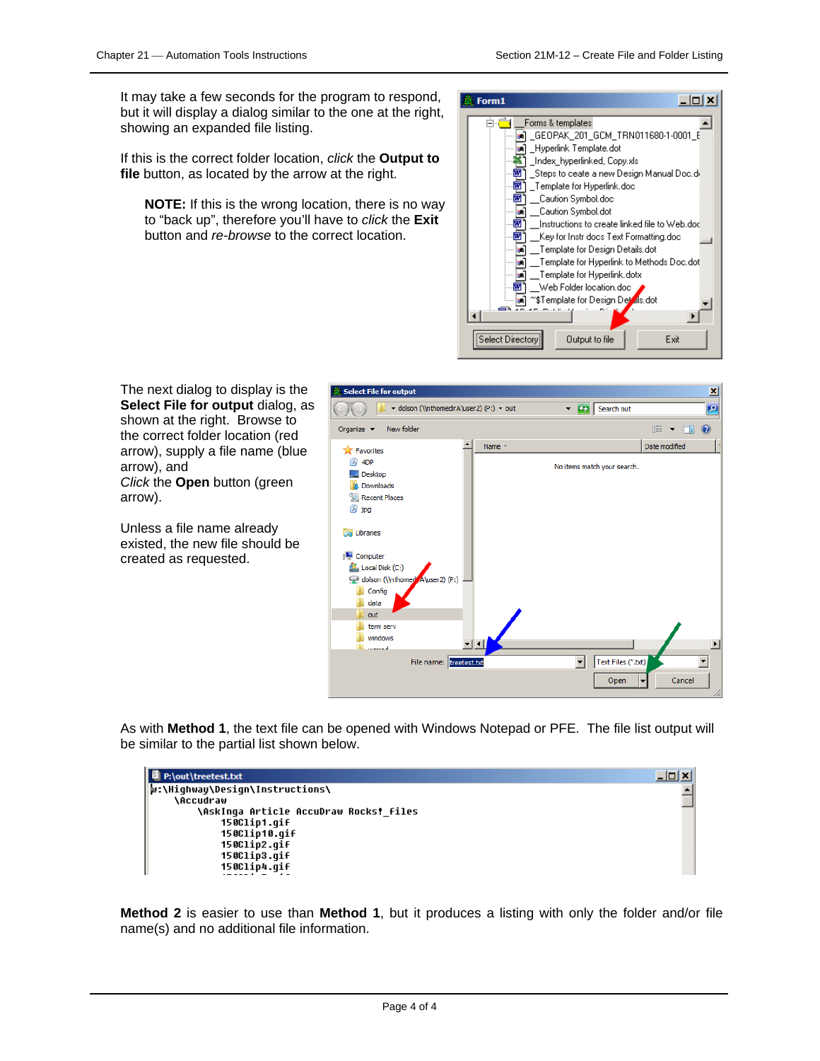It may take a few seconds for the program to respond, but it will display a dialog similar to the one at the right, showing an expanded file listing.

If this is the correct folder location, *click* the **Output to file** button, as located by the arrow at the right.

> **NOTE:** If this is the wrong location, there is no way to "back up", therefore you'll have to *click* the **Exit** button and *re-browse* to the correct location.

The next dialog to display is the **Select File for output** dialog, as shown at the right. Browse to the correct folder location (red arrow), supply a file name (blue arrow), and
*Click* the **Open** button (green arrow).

Unless a file name already existed, the new file should be created as requested.

As with **Method 1**, the text file can be opened with Windows Notepad or PFE. The file list output will be similar to the partial list shown below.

**Method 2** is easier to use than **Method 1**, but it produces a listing with only the folder and/or file name(s) and no additional file information.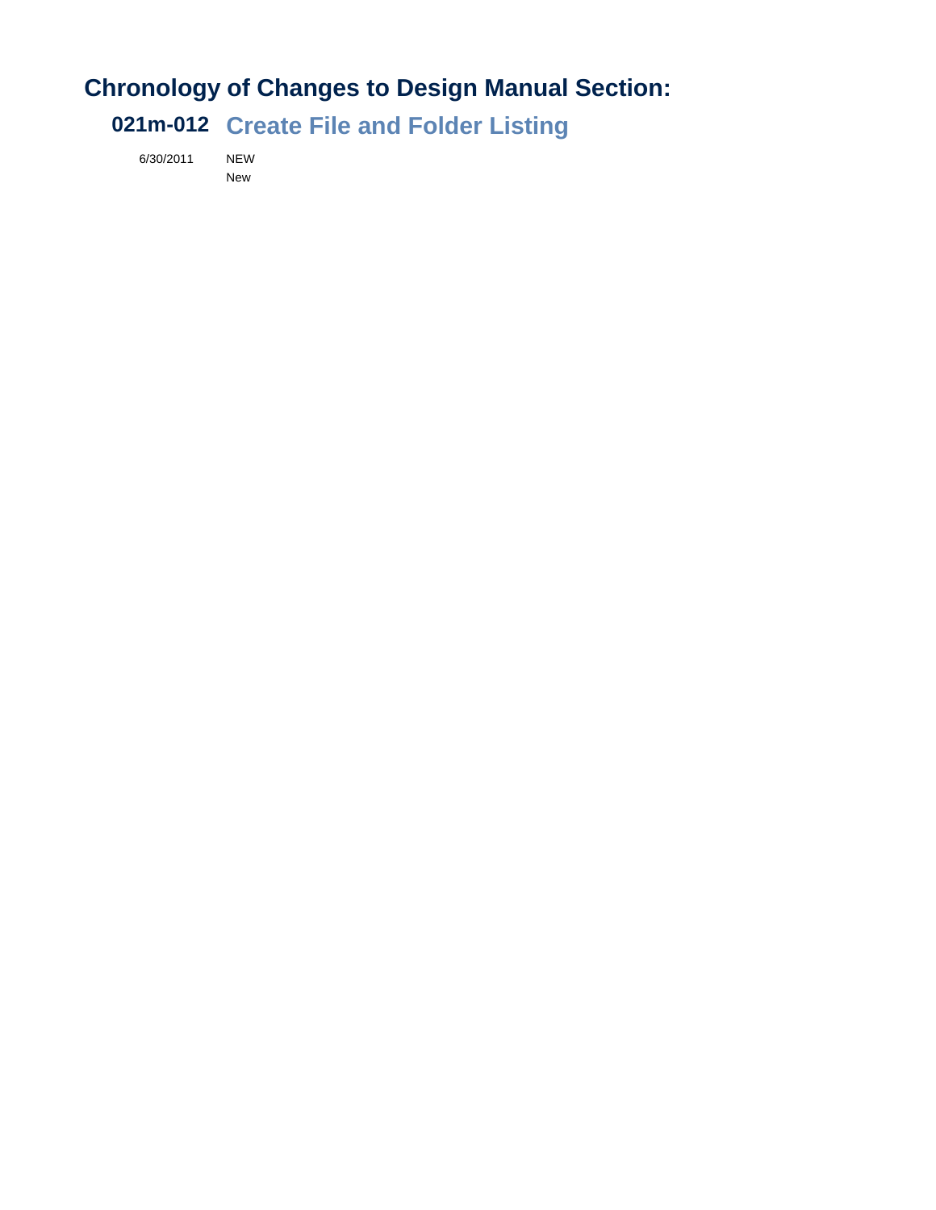# Chronology of Changes to Design Manual Section:

## 021m-012 Create File and Folder Listing

6/30/2011 NEW

New